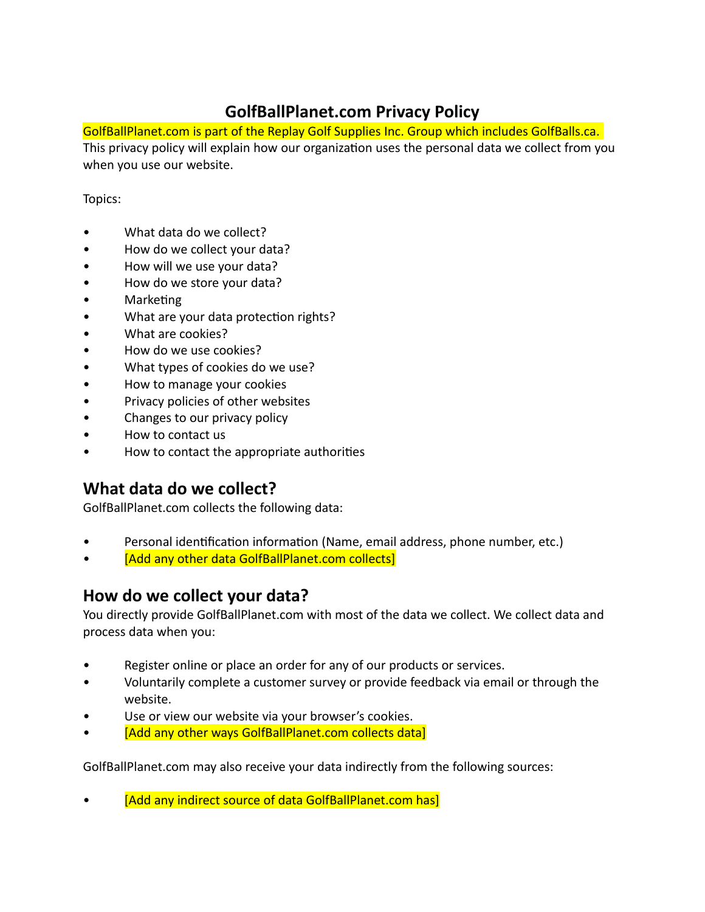# GolfBallPlanet.com Privacy Policy

GolfBallPlanet.com is part of the Replay Golf Supplies Inc. Group which includes GolfBalls.ca. This privacy policy will explain how our organization uses the personal data we collect from you when you use our website.

Topics:

- What data do we collect?
- How do we collect your data?
- How will we use your data?
- How do we store your data?
- Marketing
- What are your data protection rights?
- What are cookies?
- How do we use cookies?
- What types of cookies do we use?
- How to manage your cookies
- Privacy policies of other websites
- Changes to our privacy policy
- How to contact us
- How to contact the appropriate authorities

## What data do we collect?

GolfBallPlanet.com collects the following data:

- Personal identification information (Name, email address, phone number, etc.)
- [Add any other data GolfBallPlanet.com collects]

## How do we collect your data?

You directly provide GolfBallPlanet.com with most of the data we collect. We collect data and process data when you:

- Register online or place an order for any of our products or services.
- Voluntarily complete a customer survey or provide feedback via email or through the website.
- Use or view our website via your browser's cookies.
- [Add any other ways GolfBallPlanet.com collects data]

GolfBallPlanet.com may also receive your data indirectly from the following sources:

- [Add any indirect source of data GolfBallPlanet.com has]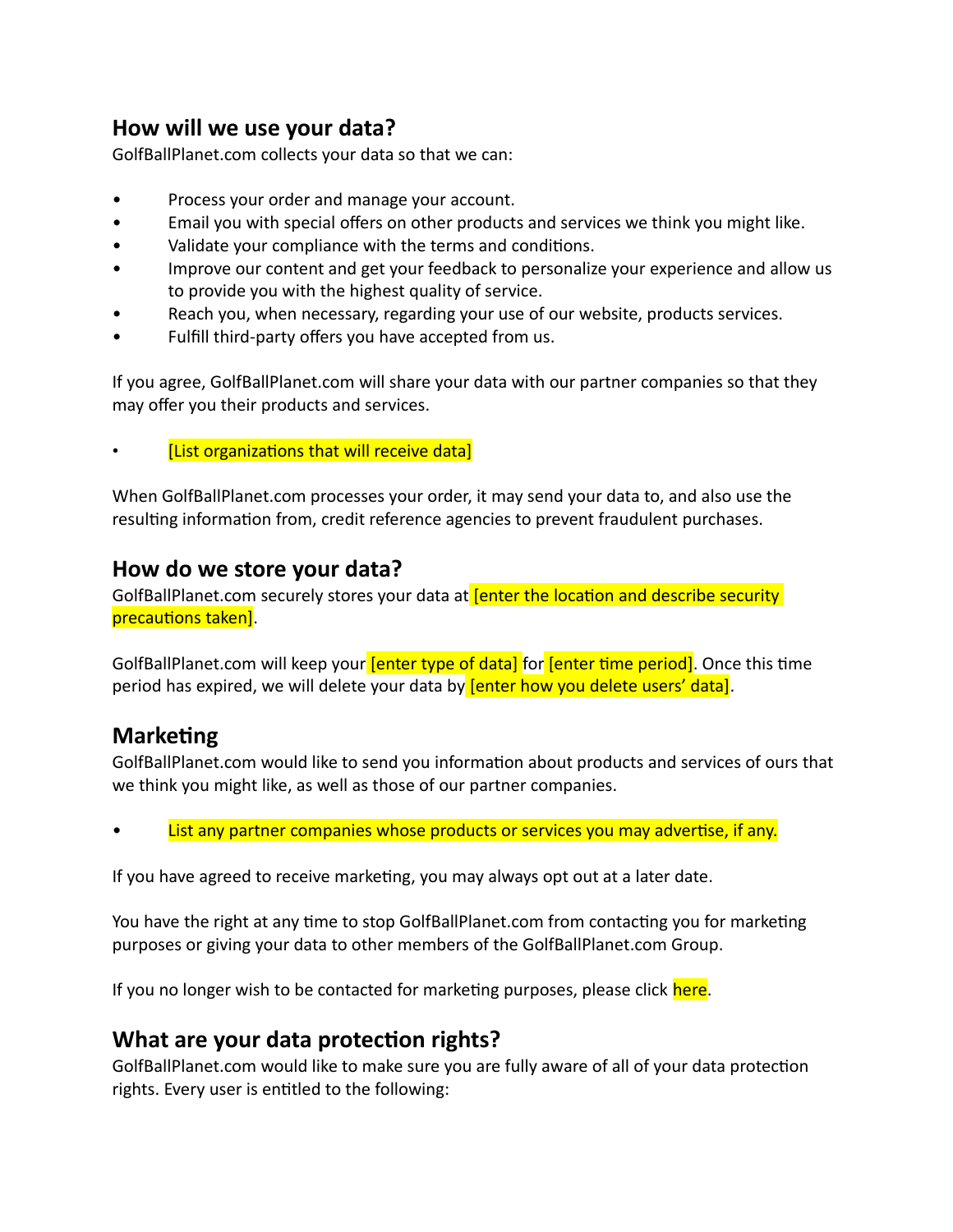## How will we use your data?

GolfBallPlanet.com collects your data so that we can:

- Process your order and manage your account.
- Email you with special offers on other products and services we think you might like.
- Validate your compliance with the terms and conditions.
- Improve our content and get your feedback to personalize your experience and allow us to provide you with the highest quality of service.
- Reach you, when necessary, regarding your use of our website, products services.
- Fulfill third-party offers you have accepted from us.

If you agree, GolfBallPlanet.com will share your data with our partner companies so that they may offer you their products and services.

- [List organizations that will receive data]

When GolfBallPlanet.com processes your order, it may send your data to, and also use the resulting information from, credit reference agencies to prevent fraudulent purchases.

## How do we store your data?

GolfBallPlanet.com securely stores your data at [enter the location and describe security precautions taken].

GolfBallPlanet.com will keep your [enter type of data] for [enter time period]. Once this time period has expired, we will delete your data by [enter how you delete users' data].

## Marketing

GolfBallPlanet.com would like to send you information about products and services of ours that we think you might like, as well as those of our partner companies.

- List any partner companies whose products or services you may advertise, if any.

If you have agreed to receive marketing, you may always opt out at a later date.

You have the right at any time to stop GolfBallPlanet.com from contacting you for marketing purposes or giving your data to other members of the GolfBallPlanet.com Group.

If you no longer wish to be contacted for marketing purposes, please click here.

## What are your data protection rights?

GolfBallPlanet.com would like to make sure you are fully aware of all of your data protection rights. Every user is entitled to the following: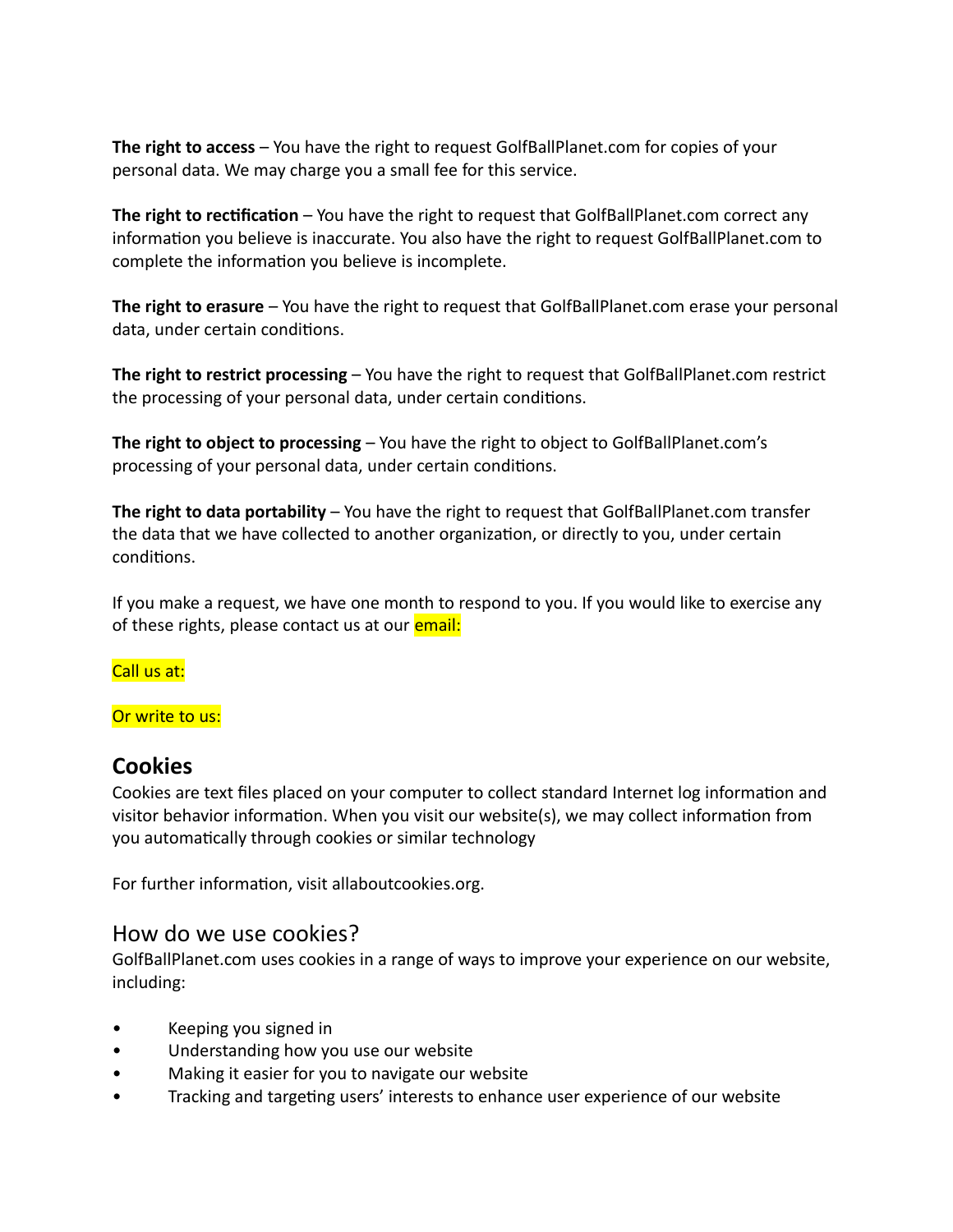**The right to access** – You have the right to request GolfBallPlanet.com for copies of your personal data. We may charge you a small fee for this service.

**The right to rectification** – You have the right to request that GolfBallPlanet.com correct any information you believe is inaccurate. You also have the right to request GolfBallPlanet.com to complete the information you believe is incomplete.

**The right to erasure** – You have the right to request that GolfBallPlanet.com erase your personal data, under certain conditions.

**The right to restrict processing** – You have the right to request that GolfBallPlanet.com restrict the processing of your personal data, under certain conditions.

**The right to object to processing** – You have the right to object to GolfBallPlanet.com's processing of your personal data, under certain conditions.

**The right to data portability** – You have the right to request that GolfBallPlanet.com transfer the data that we have collected to another organization, or directly to you, under certain conditions.

If you make a request, we have one month to respond to you. If you would like to exercise any of these rights, please contact us at our email:

Call us at:

Or write to us:

## Cookies

Cookies are text files placed on your computer to collect standard Internet log information and visitor behavior information. When you visit our website(s), we may collect information from you automatically through cookies or similar technology

For further information, visit allaboutcookies.org.

## How do we use cookies?

GolfBallPlanet.com uses cookies in a range of ways to improve your experience on our website, including:

- Keeping you signed in
- Understanding how you use our website
- Making it easier for you to navigate our website
- Tracking and targeting users' interests to enhance user experience of our website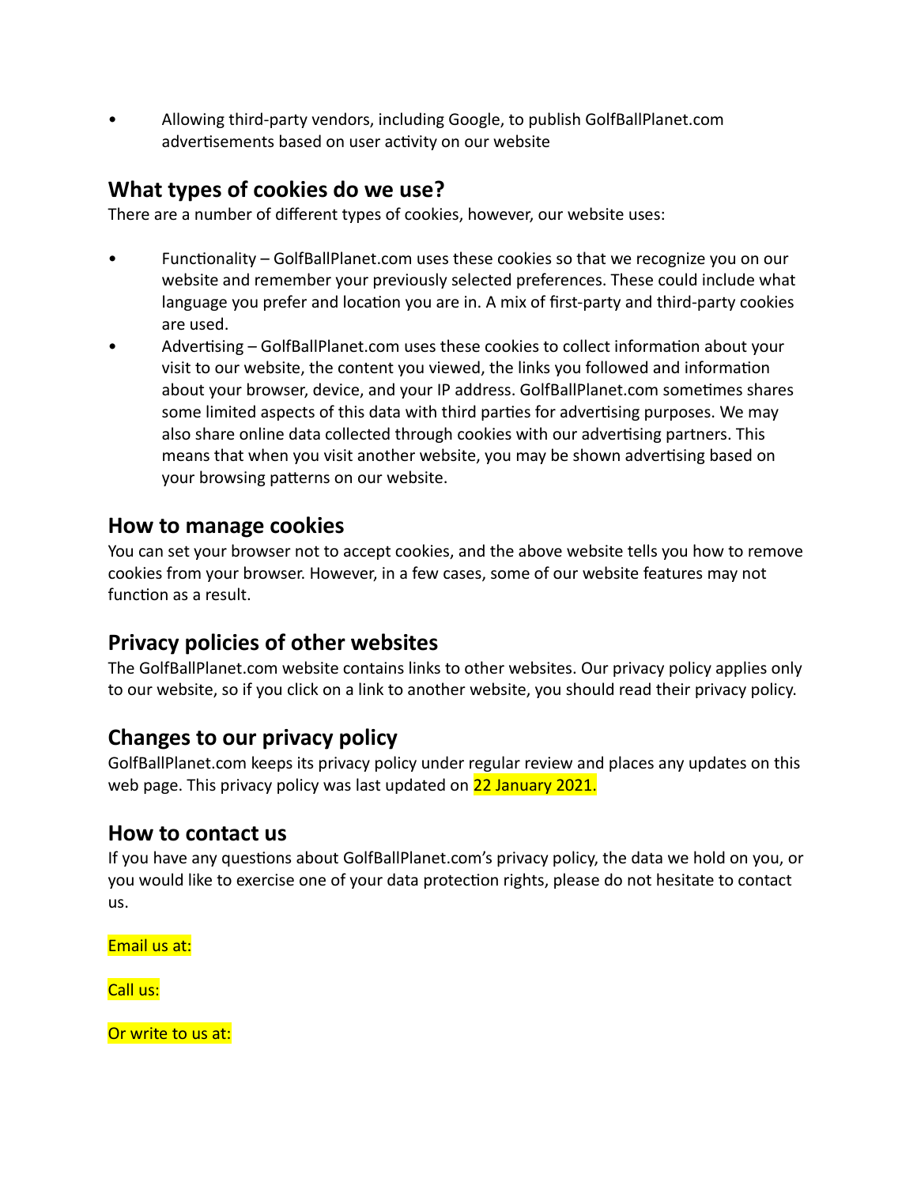- Allowing third-party vendors, including Google, to publish GolfBallPlanet.com advertisements based on user activity on our website

## What types of cookies do we use?

There are a number of different types of cookies, however, our website uses:

- Functionality – GolfBallPlanet.com uses these cookies so that we recognize you on our website and remember your previously selected preferences. These could include what language you prefer and location you are in. A mix of first-party and third-party cookies are used.
- Advertising – GolfBallPlanet.com uses these cookies to collect information about your visit to our website, the content you viewed, the links you followed and information about your browser, device, and your IP address. GolfBallPlanet.com sometimes shares some limited aspects of this data with third parties for advertising purposes. We may also share online data collected through cookies with our advertising partners. This means that when you visit another website, you may be shown advertising based on your browsing patterns on our website.

## How to manage cookies

You can set your browser not to accept cookies, and the above website tells you how to remove cookies from your browser. However, in a few cases, some of our website features may not function as a result.

## Privacy policies of other websites

The GolfBallPlanet.com website contains links to other websites. Our privacy policy applies only to our website, so if you click on a link to another website, you should read their privacy policy.

## Changes to our privacy policy

GolfBallPlanet.com keeps its privacy policy under regular review and places any updates on this web page. This privacy policy was last updated on 22 January 2021.

## How to contact us

If you have any questions about GolfBallPlanet.com's privacy policy, the data we hold on you, or you would like to exercise one of your data protection rights, please do not hesitate to contact us.

Email us at:

Call us:

Or write to us at: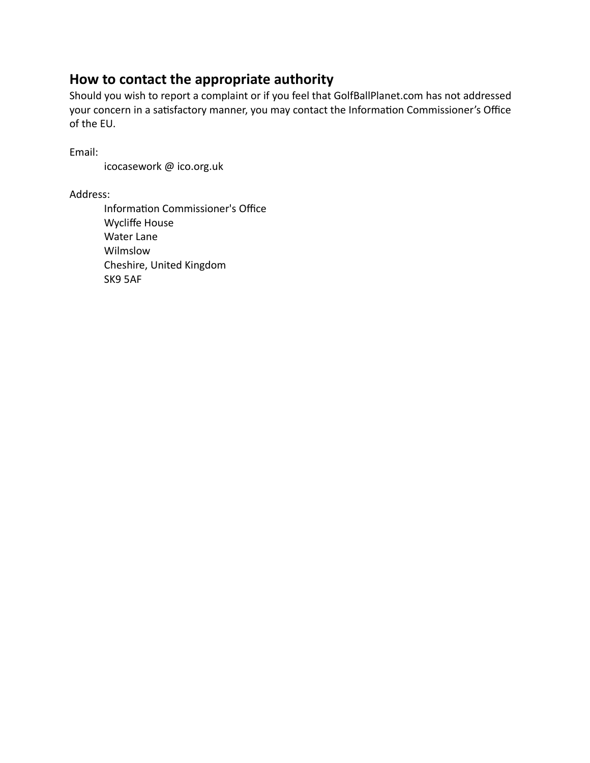## How to contact the appropriate authority

Should you wish to report a complaint or if you feel that GolfBallPlanet.com has not addressed your concern in a satisfactory manner, you may contact the Information Commissioner's Office of the EU.

Email:

icocasework @ ico.org.uk

Address:

Information Commissioner's Office
Wycliffe House
Water Lane
Wilmslow
Cheshire, United Kingdom
SK9 5AF